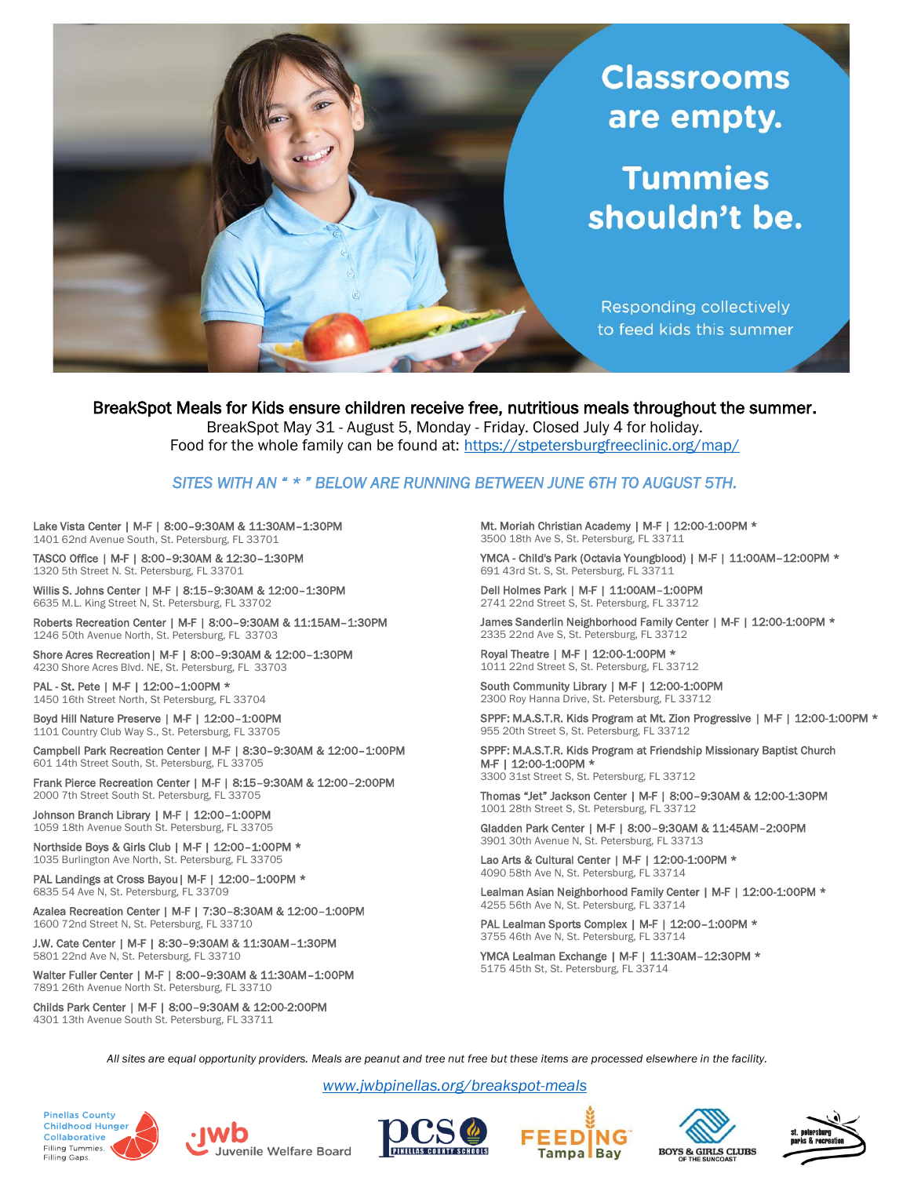# Classrooms are empty.

# Tummies shouldn't be.

Responding collectively to feed kids this summer

**BreakSpot Meals for Kids ensure children receive free, nutritious meals throughout the summer.**

BreakSpot May 31 - August 5, Monday - Friday. Closed July 4 for holiday.

Food for the whole family can be found at: https://stpetersburgfreeclinic.org/map/

*SITES WITH AN " * " BELOW ARE RUNNING BETWEEN JUNE 6TH TO AUGUST 5TH.*

Lake Vista Center | M-F | 8:00–9:30AM & 11:30AM–1:30PM
1401 62nd Avenue South, St. Petersburg, FL 33701

TASCO Office | M-F | 8:00–9:30AM & 12:30–1:30PM
1320 5th Street N. St. Petersburg, FL 33701

Willis S. Johns Center | M-F | 8:15–9:30AM & 12:00–1:30PM
6635 M.L. King Street N, St. Petersburg, FL 33702

Roberts Recreation Center | M-F | 8:00–9:30AM & 11:15AM–1:30PM
1246 50th Avenue North, St. Petersburg, FL 33703

Shore Acres Recreation| M-F | 8:00–9:30AM & 12:00–1:30PM
4230 Shore Acres Blvd. NE, St. Petersburg, FL 33703

PAL - St. Pete | M-F | 12:00–1:00PM *
1450 16th Street North, St Petersburg, FL 33704

Boyd Hill Nature Preserve | M-F | 12:00–1:00PM
1101 Country Club Way S., St. Petersburg, FL 33705

Campbell Park Recreation Center | M-F | 8:30–9:30AM & 12:00–1:00PM
601 14th Street South, St. Petersburg, FL 33705

Frank Pierce Recreation Center | M-F | 8:15–9:30AM & 12:00–2:00PM
2000 7th Street South St. Petersburg, FL 33705

Johnson Branch Library | M-F | 12:00–1:00PM
1059 18th Avenue South St. Petersburg, FL 33705

Northside Boys & Girls Club | M-F | 12:00–1:00PM *
1035 Burlington Ave North, St. Petersburg, FL 33705

PAL Landings at Cross Bayou| M-F | 12:00–1:00PM *
6835 54 Ave N, St. Petersburg, FL 33709

Azalea Recreation Center | M-F | 7:30–8:30AM & 12:00–1:00PM
1600 72nd Street N, St. Petersburg, FL 33710

J.W. Cate Center | M-F | 8:30–9:30AM & 11:30AM–1:30PM
5801 22nd Ave N, St. Petersburg, FL 33710

Walter Fuller Center | M-F | 8:00–9:30AM & 11:30AM–1:00PM
7891 26th Avenue North St. Petersburg, FL 33710

Childs Park Center | M-F | 8:00–9:30AM & 12:00-2:00PM
4301 13th Avenue South St. Petersburg, FL 33711

Mt. Moriah Christian Academy | M-F | 12:00-1:00PM *
3500 18th Ave S, St. Petersburg, FL 33711

YMCA - Child's Park (Octavia Youngblood) | M-F | 11:00AM–12:00PM *
691 43rd St. S, St. Petersburg, FL 33711

Dell Holmes Park | M-F | 11:00AM–1:00PM
2741 22nd Street S, St. Petersburg, FL 33712

James Sanderlin Neighborhood Family Center | M-F | 12:00-1:00PM *
2335 22nd Ave S, St. Petersburg, FL 33712

Royal Theatre | M-F | 12:00-1:00PM *
1011 22nd Street S, St. Petersburg, FL 33712

South Community Library | M-F | 12:00-1:00PM
2300 Roy Hanna Drive, St. Petersburg, FL 33712

SPPF: M.A.S.T.R. Kids Program at Mt. Zion Progressive | M-F | 12:00-1:00PM *
955 20th Street S, St. Petersburg, FL 33712

SPPF: M.A.S.T.R. Kids Program at Friendship Missionary Baptist Church
M-F | 12:00-1:00PM *
3300 31st Street S, St. Petersburg, FL 33712

Thomas "Jet" Jackson Center | M-F | 8:00–9:30AM & 12:00-1:30PM
1001 28th Street S, St. Petersburg, FL 33712

Gladden Park Center | M-F | 8:00–9:30AM & 11:45AM–2:00PM
3901 30th Avenue N, St. Petersburg, FL 33713

Lao Arts & Cultural Center | M-F | 12:00-1:00PM *
4090 58th Ave N, St. Petersburg, FL 33714

Lealman Asian Neighborhood Family Center | M-F | 12:00-1:00PM *
4255 56th Ave N, St. Petersburg, FL 33714

PAL Lealman Sports Complex | M-F | 12:00–1:00PM *
3755 46th Ave N, St. Petersburg, FL 33714

YMCA Lealman Exchange | M-F | 11:30AM–12:30PM *
5175 45th St, St. Petersburg, FL 33714

*All sites are equal opportunity providers. Meals are peanut and tree nut free but these items are processed elsewhere in the facility.*

www.jwbpinellas.org/breakspot-meals

Pinellas County Childhood Hunger Collaborative — Filling Tummies. Filling Gaps. | jwb Juvenile Welfare Board | PCS Pinellas County Schools | Feeding Tampa Bay | Boys & Girls Clubs of the Suncoast | St. Petersburg Parks & Recreation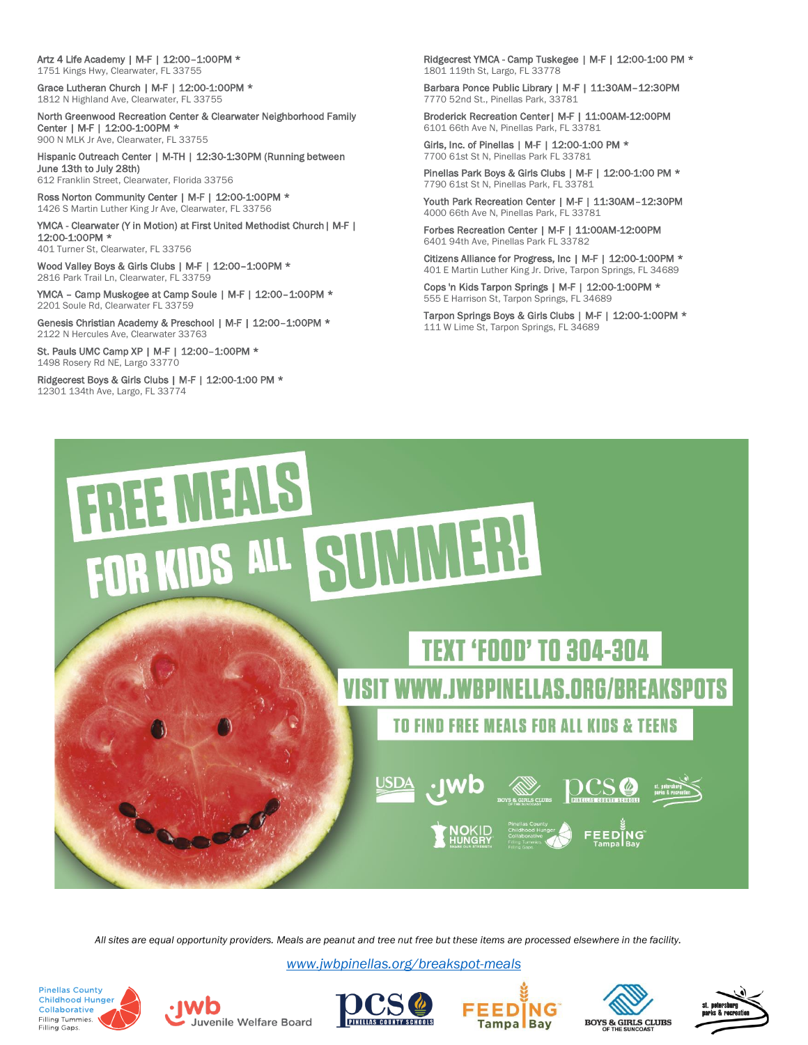**Artz 4 Life Academy | M-F | 12:00–1:00PM ***
1751 Kings Hwy, Clearwater, FL 33755

**Grace Lutheran Church | M-F | 12:00-1:00PM ***
1812 N Highland Ave, Clearwater, FL 33755

**North Greenwood Recreation Center & Clearwater Neighborhood Family Center | M-F | 12:00-1:00PM ***
900 N MLK Jr Ave, Clearwater, FL 33755

**Hispanic Outreach Center | M-TH | 12:30-1:30PM (Running between June 13th to July 28th)**
612 Franklin Street, Clearwater, Florida 33756

**Ross Norton Community Center | M-F | 12:00-1:00PM ***
1426 S Martin Luther King Jr Ave, Clearwater, FL 33756

**YMCA - Clearwater (Y in Motion) at First United Methodist Church | M-F | 12:00-1:00PM ***
401 Turner St, Clearwater, FL 33756

**Wood Valley Boys & Girls Clubs | M-F | 12:00–1:00PM ***
2816 Park Trail Ln, Clearwater, FL 33759

**YMCA – Camp Muskogee at Camp Soule | M-F | 12:00–1:00PM ***
2201 Soule Rd, Clearwater FL 33759

**Genesis Christian Academy & Preschool | M-F | 12:00–1:00PM ***
2122 N Hercules Ave, Clearwater 33763

**St. Pauls UMC Camp XP | M-F | 12:00–1:00PM ***
1498 Rosery Rd NE, Largo 33770

**Ridgecrest Boys & Girls Clubs | M-F | 12:00-1:00 PM ***
12301 134th Ave, Largo, FL 33774

**Ridgecrest YMCA - Camp Tuskegee | M-F | 12:00-1:00 PM ***
1801 119th St, Largo, FL 33778

**Barbara Ponce Public Library | M-F | 11:30AM–12:30PM**
7770 52nd St., Pinellas Park, 33781

**Broderick Recreation Center| M-F | 11:00AM-12:00PM**
6101 66th Ave N, Pinellas Park, FL 33781

**Girls, Inc. of Pinellas | M-F | 12:00-1:00 PM ***
7700 61st St N, Pinellas Park FL 33781

**Pinellas Park Boys & Girls Clubs | M-F | 12:00-1:00 PM ***
7790 61st St N, Pinellas Park, FL 33781

**Youth Park Recreation Center | M-F | 11:30AM–12:30PM**
4000 66th Ave N, Pinellas Park, FL 33781

**Forbes Recreation Center | M-F | 11:00AM-12:00PM**
6401 94th Ave, Pinellas Park FL 33782

**Citizens Alliance for Progress, Inc | M-F | 12:00-1:00PM ***
401 E Martin Luther King Jr. Drive, Tarpon Springs, FL 34689

**Cops 'n Kids Tarpon Springs | M-F | 12:00-1:00PM ***
555 E Harrison St, Tarpon Springs, FL 34689

**Tarpon Springs Boys & Girls Clubs | M-F | 12:00-1:00PM ***
111 W Lime St, Tarpon Springs, FL 34689

# FREE MEALS FOR KIDS ALL SUMMER!

**TEXT 'FOOD' TO 304-304**

**VISIT WWW.JWBPINELLAS.ORG/BREAKSPOTS**

**TO FIND FREE MEALS FOR ALL KIDS & TEENS**

*All sites are equal opportunity providers. Meals are peanut and tree nut free but these items are processed elsewhere in the facility.*

www.jwbpinellas.org/breakspot-meals

Pinellas County Childhood Hunger Collaborative — Filling Tummies. Filling Gaps. | JWB Juvenile Welfare Board | PCS Pinellas County Schools | Feeding Tampa Bay | Boys & Girls Clubs of the Suncoast | St. Petersburg Parks & Recreation